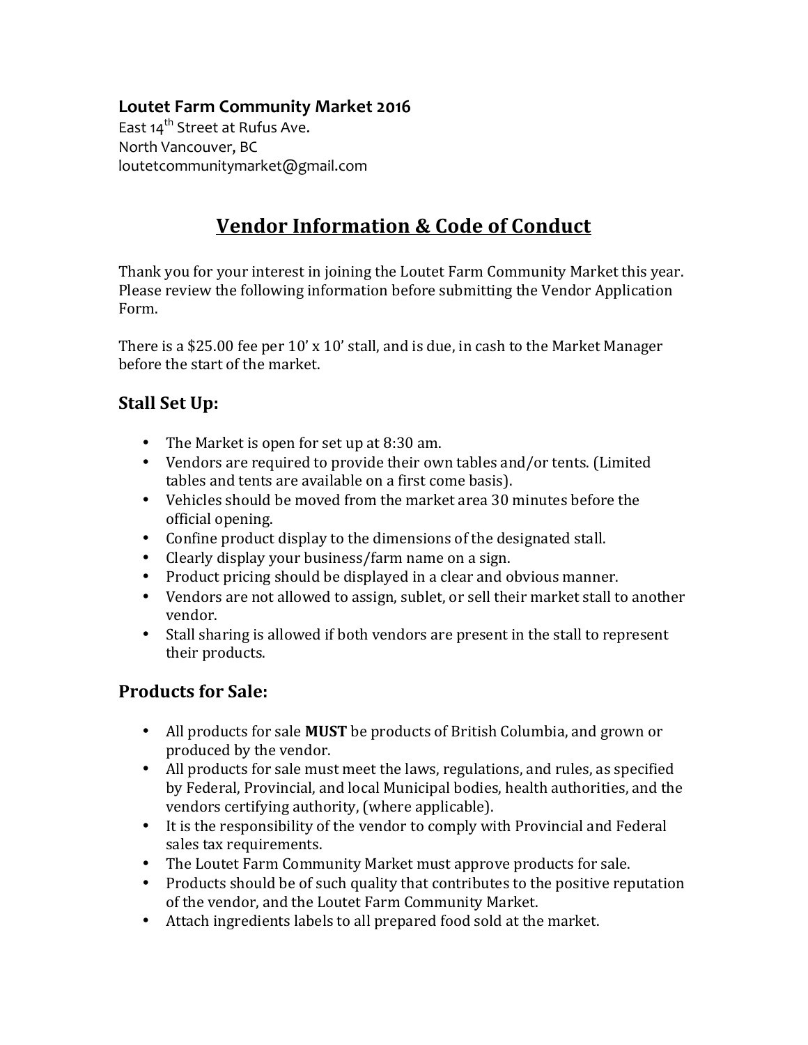**Loutet Farm Community Market 2016**
East 14th Street at Rufus Ave.
North Vancouver, BC
loutetcommunitymarket@gmail.com

# Vendor Information & Code of Conduct

Thank you for your interest in joining the Loutet Farm Community Market this year. Please review the following information before submitting the Vendor Application Form.

There is a $25.00 fee per 10' x 10' stall, and is due, in cash to the Market Manager before the start of the market.

## Stall Set Up:

- The Market is open for set up at 8:30 am.
- Vendors are required to provide their own tables and/or tents. (Limited tables and tents are available on a first come basis).
- Vehicles should be moved from the market area 30 minutes before the official opening.
- Confine product display to the dimensions of the designated stall.
- Clearly display your business/farm name on a sign.
- Product pricing should be displayed in a clear and obvious manner.
- Vendors are not allowed to assign, sublet, or sell their market stall to another vendor.
- Stall sharing is allowed if both vendors are present in the stall to represent their products.

## Products for Sale:

- All products for sale **MUST** be products of British Columbia, and grown or produced by the vendor.
- All products for sale must meet the laws, regulations, and rules, as specified by Federal, Provincial, and local Municipal bodies, health authorities, and the vendors certifying authority, (where applicable).
- It is the responsibility of the vendor to comply with Provincial and Federal sales tax requirements.
- The Loutet Farm Community Market must approve products for sale.
- Products should be of such quality that contributes to the positive reputation of the vendor, and the Loutet Farm Community Market.
- Attach ingredients labels to all prepared food sold at the market.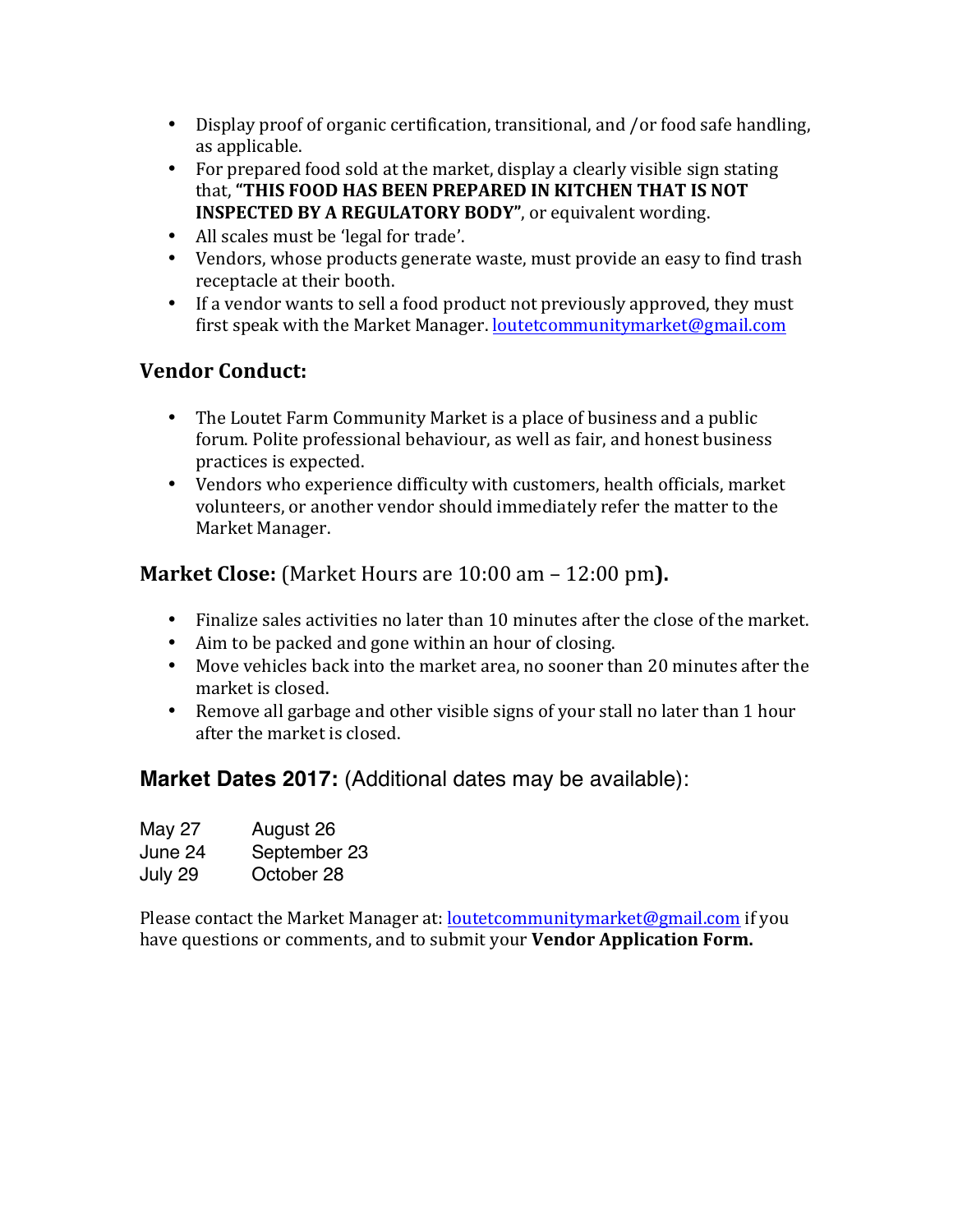- Display proof of organic certification, transitional, and /or food safe handling, as applicable.
- For prepared food sold at the market, display a clearly visible sign stating that, **"THIS FOOD HAS BEEN PREPARED IN KITCHEN THAT IS NOT INSPECTED BY A REGULATORY BODY"**, or equivalent wording.
- All scales must be 'legal for trade'.
- Vendors, whose products generate waste, must provide an easy to find trash receptacle at their booth.
- If a vendor wants to sell a food product not previously approved, they must first speak with the Market Manager. loutetcommunitymarket@gmail.com

## Vendor Conduct:

- The Loutet Farm Community Market is a place of business and a public forum. Polite professional behaviour, as well as fair, and honest business practices is expected.
- Vendors who experience difficulty with customers, health officials, market volunteers, or another vendor should immediately refer the matter to the Market Manager.

## Market Close: (Market Hours are 10:00 am – 12:00 pm**).**

- Finalize sales activities no later than 10 minutes after the close of the market.
- Aim to be packed and gone within an hour of closing.
- Move vehicles back into the market area, no sooner than 20 minutes after the market is closed.
- Remove all garbage and other visible signs of your stall no later than 1 hour after the market is closed.

## Market Dates 2017: (Additional dates may be available):

| | |
|---|---|
| May 27 | August 26 |
| June 24 | September 23 |
| July 29 | October 28 |

Please contact the Market Manager at: loutetcommunitymarket@gmail.com if you have questions or comments, and to submit your **Vendor Application Form.**